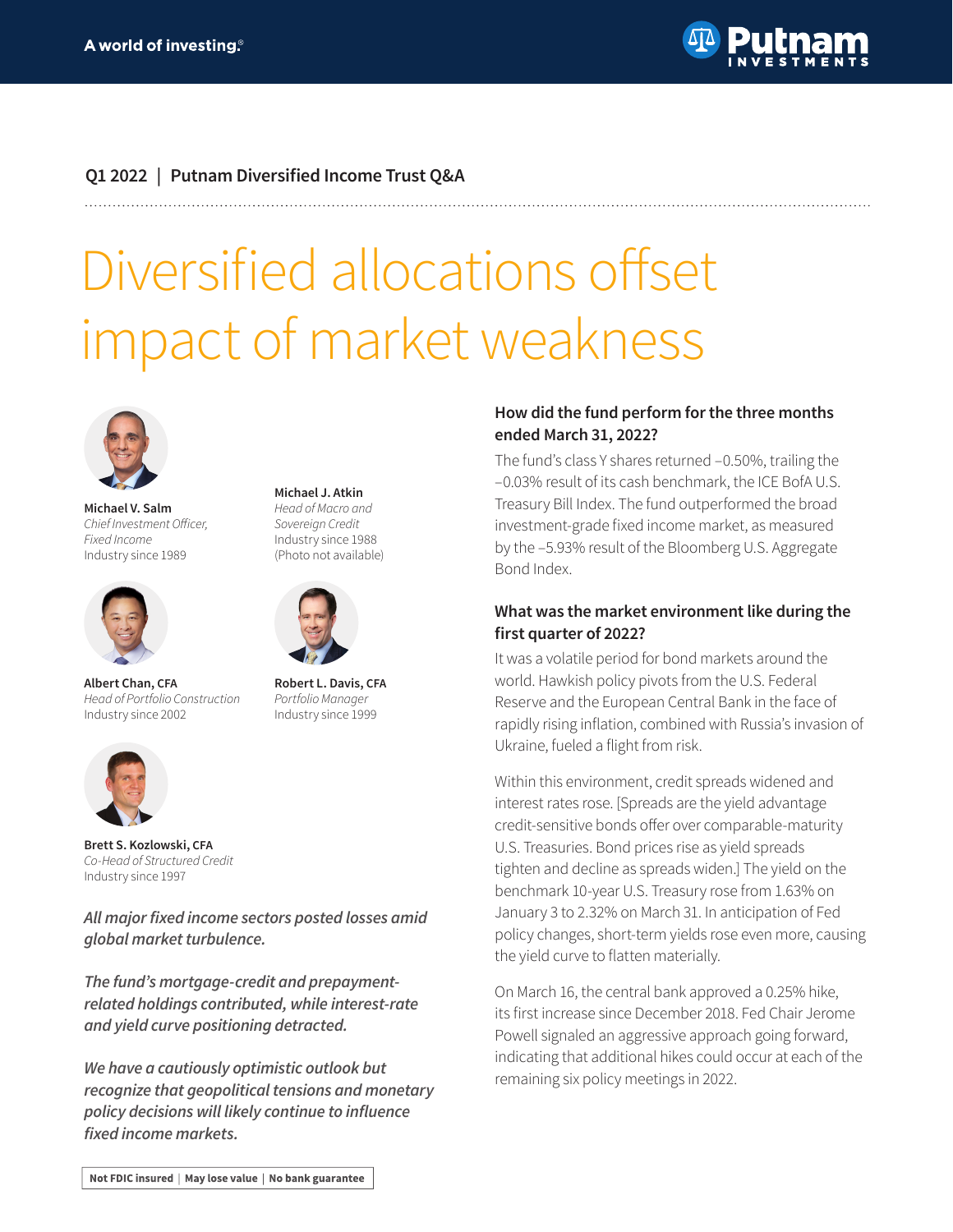A world of investing.®

Putnam INVESTMENTS

**Q1 2022 | Putnam Diversified Income Trust Q&A**

# Diversified allocations offset impact of market weakness

**Michael V. Salm**
*Chief Investment Officer, Fixed Income*
Industry since 1989

**Michael J. Atkin**
*Head of Macro and Sovereign Credit*
Industry since 1988
(Photo not available)

**Albert Chan, CFA**
*Head of Portfolio Construction*
Industry since 2002

**Robert L. Davis, CFA**
*Portfolio Manager*
Industry since 1999

**Brett S. Kozlowski, CFA**
*Co-Head of Structured Credit*
Industry since 1997

***All major fixed income sectors posted losses amid global market turbulence.***

***The fund's mortgage-credit and prepayment-related holdings contributed, while interest-rate and yield curve positioning detracted.***

***We have a cautiously optimistic outlook but recognize that geopolitical tensions and monetary policy decisions will likely continue to influence fixed income markets.***

**Not FDIC insured | May lose value | No bank guarantee**

### How did the fund perform for the three months ended March 31, 2022?

The fund's class Y shares returned −0.50%, trailing the −0.03% result of its cash benchmark, the ICE BofA U.S. Treasury Bill Index. The fund outperformed the broad investment-grade fixed income market, as measured by the −5.93% result of the Bloomberg U.S. Aggregate Bond Index.

### What was the market environment like during the first quarter of 2022?

It was a volatile period for bond markets around the world. Hawkish policy pivots from the U.S. Federal Reserve and the European Central Bank in the face of rapidly rising inflation, combined with Russia's invasion of Ukraine, fueled a flight from risk.

Within this environment, credit spreads widened and interest rates rose. [Spreads are the yield advantage credit-sensitive bonds offer over comparable-maturity U.S. Treasuries. Bond prices rise as yield spreads tighten and decline as spreads widen.] The yield on the benchmark 10-year U.S. Treasury rose from 1.63% on January 3 to 2.32% on March 31. In anticipation of Fed policy changes, short-term yields rose even more, causing the yield curve to flatten materially.

On March 16, the central bank approved a 0.25% hike, its first increase since December 2018. Fed Chair Jerome Powell signaled an aggressive approach going forward, indicating that additional hikes could occur at each of the remaining six policy meetings in 2022.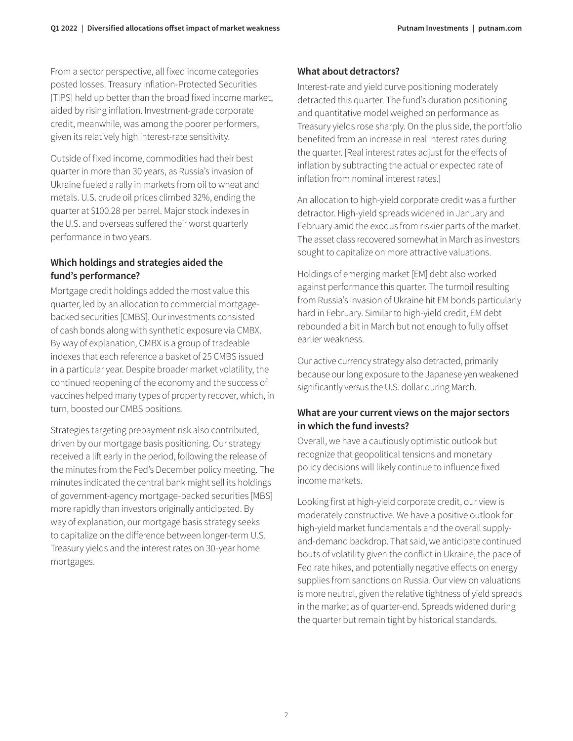From a sector perspective, all fixed income categories posted losses. Treasury Inflation-Protected Securities [TIPS] held up better than the broad fixed income market, aided by rising inflation. Investment-grade corporate credit, meanwhile, was among the poorer performers, given its relatively high interest-rate sensitivity.

Outside of fixed income, commodities had their best quarter in more than 30 years, as Russia's invasion of Ukraine fueled a rally in markets from oil to wheat and metals. U.S. crude oil prices climbed 32%, ending the quarter at $100.28 per barrel. Major stock indexes in the U.S. and overseas suffered their worst quarterly performance in two years.

### Which holdings and strategies aided the fund's performance?

Mortgage credit holdings added the most value this quarter, led by an allocation to commercial mortgage-backed securities [CMBS]. Our investments consisted of cash bonds along with synthetic exposure via CMBX. By way of explanation, CMBX is a group of tradeable indexes that each reference a basket of 25 CMBS issued in a particular year. Despite broader market volatility, the continued reopening of the economy and the success of vaccines helped many types of property recover, which, in turn, boosted our CMBS positions.

Strategies targeting prepayment risk also contributed, driven by our mortgage basis positioning. Our strategy received a lift early in the period, following the release of the minutes from the Fed's December policy meeting. The minutes indicated the central bank might sell its holdings of government-agency mortgage-backed securities [MBS] more rapidly than investors originally anticipated. By way of explanation, our mortgage basis strategy seeks to capitalize on the difference between longer-term U.S. Treasury yields and the interest rates on 30-year home mortgages.

### What about detractors?

Interest-rate and yield curve positioning moderately detracted this quarter. The fund's duration positioning and quantitative model weighed on performance as Treasury yields rose sharply. On the plus side, the portfolio benefited from an increase in real interest rates during the quarter. [Real interest rates adjust for the effects of inflation by subtracting the actual or expected rate of inflation from nominal interest rates.]

An allocation to high-yield corporate credit was a further detractor. High-yield spreads widened in January and February amid the exodus from riskier parts of the market. The asset class recovered somewhat in March as investors sought to capitalize on more attractive valuations.

Holdings of emerging market [EM] debt also worked against performance this quarter. The turmoil resulting from Russia's invasion of Ukraine hit EM bonds particularly hard in February. Similar to high-yield credit, EM debt rebounded a bit in March but not enough to fully offset earlier weakness.

Our active currency strategy also detracted, primarily because our long exposure to the Japanese yen weakened significantly versus the U.S. dollar during March.

### What are your current views on the major sectors in which the fund invests?

Overall, we have a cautiously optimistic outlook but recognize that geopolitical tensions and monetary policy decisions will likely continue to influence fixed income markets.

Looking first at high-yield corporate credit, our view is moderately constructive. We have a positive outlook for high-yield market fundamentals and the overall supply-and-demand backdrop. That said, we anticipate continued bouts of volatility given the conflict in Ukraine, the pace of Fed rate hikes, and potentially negative effects on energy supplies from sanctions on Russia. Our view on valuations is more neutral, given the relative tightness of yield spreads in the market as of quarter-end. Spreads widened during the quarter but remain tight by historical standards.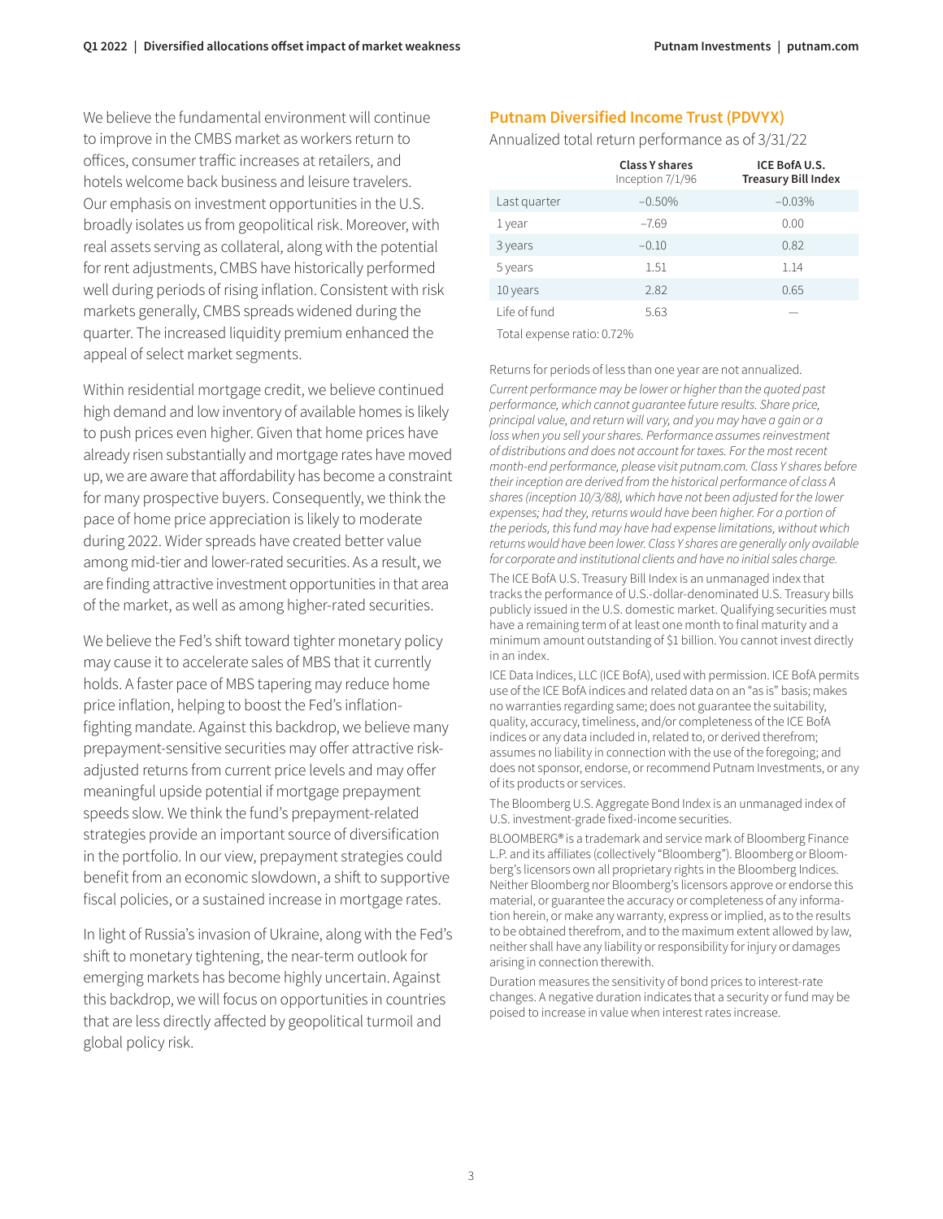We believe the fundamental environment will continue to improve in the CMBS market as workers return to offices, consumer traffic increases at retailers, and hotels welcome back business and leisure travelers. Our emphasis on investment opportunities in the U.S. broadly isolates us from geopolitical risk. Moreover, with real assets serving as collateral, along with the potential for rent adjustments, CMBS have historically performed well during periods of rising inflation. Consistent with risk markets generally, CMBS spreads widened during the quarter. The increased liquidity premium enhanced the appeal of select market segments.

Within residential mortgage credit, we believe continued high demand and low inventory of available homes is likely to push prices even higher. Given that home prices have already risen substantially and mortgage rates have moved up, we are aware that affordability has become a constraint for many prospective buyers. Consequently, we think the pace of home price appreciation is likely to moderate during 2022. Wider spreads have created better value among mid-tier and lower-rated securities. As a result, we are finding attractive investment opportunities in that area of the market, as well as among higher-rated securities.

We believe the Fed's shift toward tighter monetary policy may cause it to accelerate sales of MBS that it currently holds. A faster pace of MBS tapering may reduce home price inflation, helping to boost the Fed's inflation-fighting mandate. Against this backdrop, we believe many prepayment-sensitive securities may offer attractive risk-adjusted returns from current price levels and may offer meaningful upside potential if mortgage prepayment speeds slow. We think the fund's prepayment-related strategies provide an important source of diversification in the portfolio. In our view, prepayment strategies could benefit from an economic slowdown, a shift to supportive fiscal policies, or a sustained increase in mortgage rates.

In light of Russia's invasion of Ukraine, along with the Fed's shift to monetary tightening, the near-term outlook for emerging markets has become highly uncertain. Against this backdrop, we will focus on opportunities in countries that are less directly affected by geopolitical turmoil and global policy risk.

## Putnam Diversified Income Trust (PDVYX)

Annualized total return performance as of 3/31/22

| | Class Y shares Inception 7/1/96 | ICE BofA U.S. Treasury Bill Index |
|---|---|---|
| Last quarter | −0.50% | −0.03% |
| 1 year | −7.69 | 0.00 |
| 3 years | −0.10 | 0.82 |
| 5 years | 1.51 | 1.14 |
| 10 years | 2.82 | 0.65 |
| Life of fund | 5.63 | — |

Total expense ratio: 0.72%

Returns for periods of less than one year are not annualized.

*Current performance may be lower or higher than the quoted past performance, which cannot guarantee future results. Share price, principal value, and return will vary, and you may have a gain or a loss when you sell your shares. Performance assumes reinvestment of distributions and does not account for taxes. For the most recent month-end performance, please visit putnam.com. Class Y shares before their inception are derived from the historical performance of class A shares (inception 10/3/88), which have not been adjusted for the lower expenses; had they, returns would have been higher. For a portion of the periods, this fund may have had expense limitations, without which returns would have been lower. Class Y shares are generally only available for corporate and institutional clients and have no initial sales charge.*

The ICE BofA U.S. Treasury Bill Index is an unmanaged index that tracks the performance of U.S.-dollar-denominated U.S. Treasury bills publicly issued in the U.S. domestic market. Qualifying securities must have a remaining term of at least one month to final maturity and a minimum amount outstanding of $1 billion. You cannot invest directly in an index.

ICE Data Indices, LLC (ICE BofA), used with permission. ICE BofA permits use of the ICE BofA indices and related data on an "as is" basis; makes no warranties regarding same; does not guarantee the suitability, quality, accuracy, timeliness, and/or completeness of the ICE BofA indices or any data included in, related to, or derived therefrom; assumes no liability in connection with the use of the foregoing; and does not sponsor, endorse, or recommend Putnam Investments, or any of its products or services.

The Bloomberg U.S. Aggregate Bond Index is an unmanaged index of U.S. investment-grade fixed-income securities.

BLOOMBERG® is a trademark and service mark of Bloomberg Finance L.P. and its affiliates (collectively "Bloomberg"). Bloomberg or Bloomberg's licensors own all proprietary rights in the Bloomberg Indices. Neither Bloomberg nor Bloomberg's licensors approve or endorse this material, or guarantee the accuracy or completeness of any information herein, or make any warranty, express or implied, as to the results to be obtained therefrom, and to the maximum extent allowed by law, neither shall have any liability or responsibility for injury or damages arising in connection therewith.

Duration measures the sensitivity of bond prices to interest-rate changes. A negative duration indicates that a security or fund may be poised to increase in value when interest rates increase.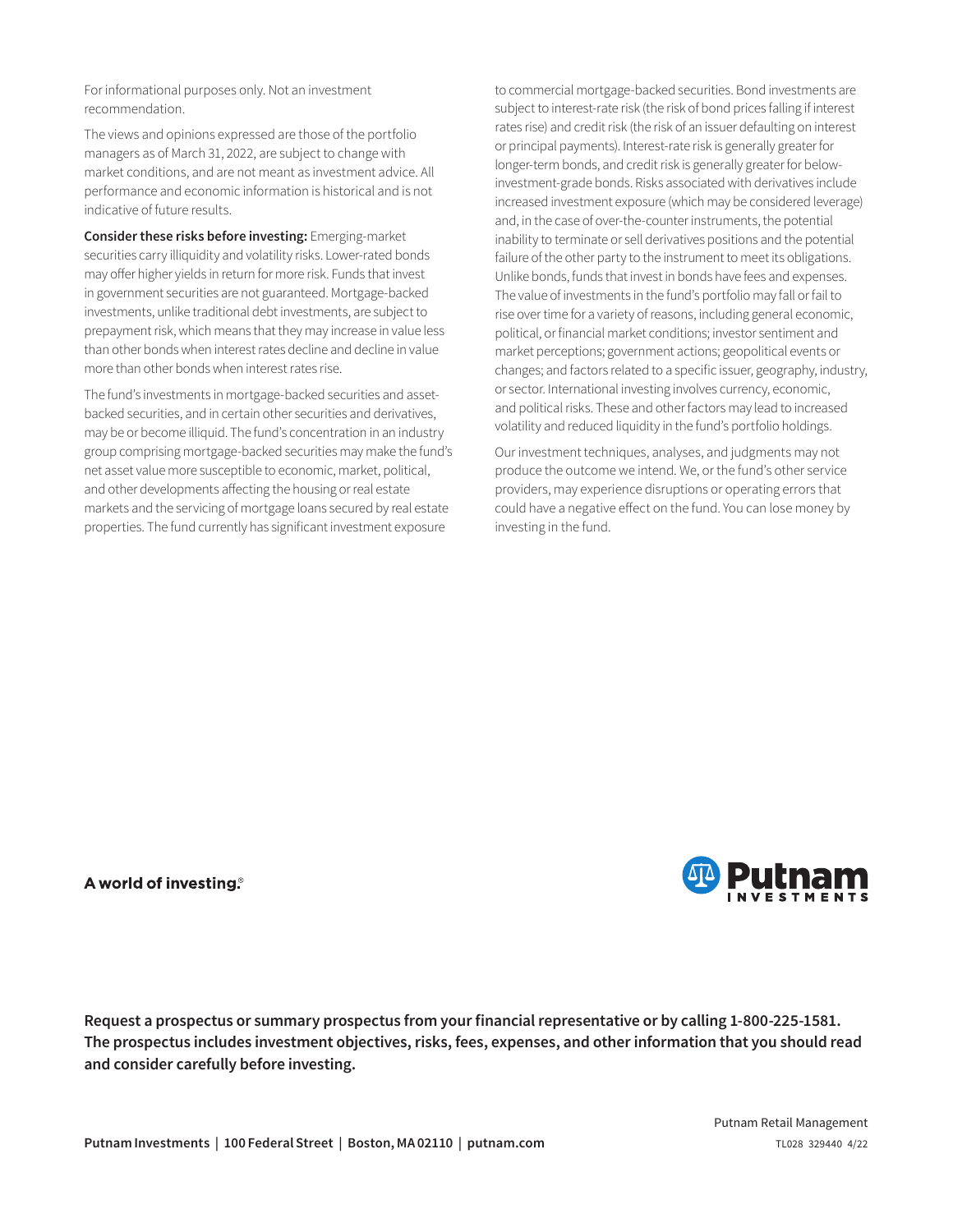For informational purposes only. Not an investment recommendation.

The views and opinions expressed are those of the portfolio managers as of March 31, 2022, are subject to change with market conditions, and are not meant as investment advice. All performance and economic information is historical and is not indicative of future results.

**Consider these risks before investing:** Emerging-market securities carry illiquidity and volatility risks. Lower-rated bonds may offer higher yields in return for more risk. Funds that invest in government securities are not guaranteed. Mortgage-backed investments, unlike traditional debt investments, are subject to prepayment risk, which means that they may increase in value less than other bonds when interest rates decline and decline in value more than other bonds when interest rates rise.

The fund's investments in mortgage-backed securities and asset-backed securities, and in certain other securities and derivatives, may be or become illiquid. The fund's concentration in an industry group comprising mortgage-backed securities may make the fund's net asset value more susceptible to economic, market, political, and other developments affecting the housing or real estate markets and the servicing of mortgage loans secured by real estate properties. The fund currently has significant investment exposure to commercial mortgage-backed securities. Bond investments are subject to interest-rate risk (the risk of bond prices falling if interest rates rise) and credit risk (the risk of an issuer defaulting on interest or principal payments). Interest-rate risk is generally greater for longer-term bonds, and credit risk is generally greater for below-investment-grade bonds. Risks associated with derivatives include increased investment exposure (which may be considered leverage) and, in the case of over-the-counter instruments, the potential inability to terminate or sell derivatives positions and the potential failure of the other party to the instrument to meet its obligations. Unlike bonds, funds that invest in bonds have fees and expenses. The value of investments in the fund's portfolio may fall or fail to rise over time for a variety of reasons, including general economic, political, or financial market conditions; investor sentiment and market perceptions; government actions; geopolitical events or changes; and factors related to a specific issuer, geography, industry, or sector. International investing involves currency, economic, and political risks. These and other factors may lead to increased volatility and reduced liquidity in the fund's portfolio holdings.

Our investment techniques, analyses, and judgments may not produce the outcome we intend. We, or the fund's other service providers, may experience disruptions or operating errors that could have a negative effect on the fund. You can lose money by investing in the fund.

**A world of investing.®**

**Putnam INVESTMENTS**

**Request a prospectus or summary prospectus from your financial representative or by calling 1-800-225-1581. The prospectus includes investment objectives, risks, fees, expenses, and other information that you should read and consider carefully before investing.**

Putnam Retail Management

**Putnam Investments | 100 Federal Street | Boston, MA 02110 | putnam.com**

TL028 329440 4/22